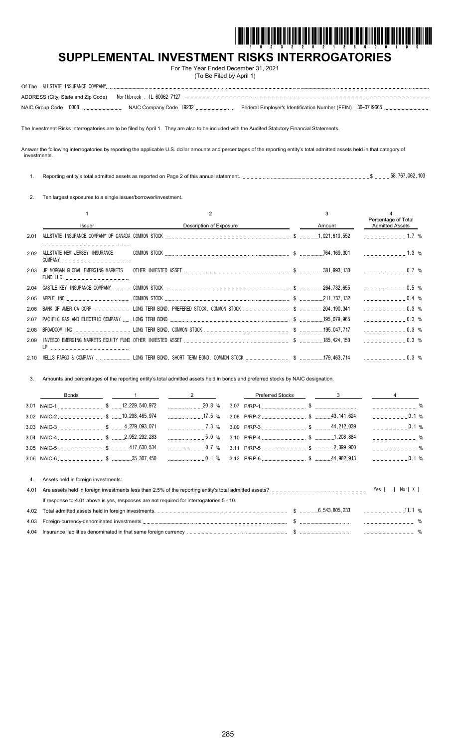# SUPPLEMENTAL INVESTMENT RISKS INTERROGATORIES

For The Year Ended December 31, 2021
(To Be Filed by April 1)

Of The ALLSTATE INSURANCE COMPANY

ADDRESS (City, State and Zip Code) Northbrook , IL 60062-7127

NAIC Group Code 0008 NAIC Company Code 19232 Federal Employer's Identification Number (FEIN) 36-0719665

The Investment Risks Interrogatories are to be filed by April 1. They are also to be included with the Audited Statutory Financial Statements.

Answer the following interrogatories by reporting the applicable U.S. dollar amounts and percentages of the reporting entity's total admitted assets held in that category of investments.

1. Reporting entity's total admitted assets as reported on Page 2 of this annual statement. $ 58,767,062,103

2. Ten largest exposures to a single issuer/borrower/investment.

| | 1<br>Issuer | 2<br>Description of Exposure | 3<br>Amount | 4<br>Percentage of Total Admitted Assets |
|---|---|---|---|---|
| 2.01 | ALLSTATE INSURANCE COMPANY OF CANADA | COMMON STOCK | $ 1,021,610,552 | 1.7 % |
| 2.02 | ALLSTATE NEW JERSEY INSURANCE COMPANY | COMMON STOCK | $ 764,169,301 | 1.3 % |
| 2.03 | JP MORGAN GLOBAL EMERGING MARKETS FUND LLC | OTHER INVESTED ASSET | $ 381,993,130 | 0.7 % |
| 2.04 | CASTLE KEY INSURANCE COMPANY | COMMON STOCK | $ 264,732,655 | 0.5 % |
| 2.05 | APPLE INC | COMMON STOCK | $ 211,737,132 | 0.4 % |
| 2.06 | BANK OF AMERICA CORP | LONG TERM BOND, PREFERED STOCK, COMMON STOCK | $ 204,190,341 | 0.3 % |
| 2.07 | PACIFIC GAS AND ELECTRIC COMPANY | LONG TERM BOND | $ 195,079,965 | 0.3 % |
| 2.08 | BROADCOM INC | LONG TERM BOND, COMMON STOCK | $ 195,047,717 | 0.3 % |
| 2.09 | INVESCO EMERGING MARKETS EQUITY FUND LP | OTHER INVESTED ASSET | $ 185,424,150 | 0.3 % |
| 2.10 | WELLS FARGO & COMPANY | LONG TERM BOND, SHORT TERM BOND, COMMON STOCK | $ 179,463,714 | 0.3 % |

3. Amounts and percentages of the reporting entity's total admitted assets held in bonds and preferred stocks by NAIC designation.

| Bonds | 1 | 2 | Preferred Stocks | 3 | 4 |
|---|---|---|---|---|---|
| 3.01 NAIC-1 | $ 12,229,540,972 | 20.8 % | 3.07 P/RP-1 | $ | % |
| 3.02 NAIC-2 | $ 10,298,465,974 | 17.5 % | 3.08 P/RP-2 | $ 43,141,624 | 0.1 % |
| 3.03 NAIC-3 | $ 4,279,093,071 | 7.3 % | 3.09 P/RP-3 | $ 44,212,039 | 0.1 % |
| 3.04 NAIC-4 | $ 2,952,292,283 | 5.0 % | 3.10 P/RP-4 | $ 1,208,884 | % |
| 3.05 NAIC-5 | $ 417,630,534 | 0.7 % | 3.11 P/RP-5 | $ 2,399,900 | % |
| 3.06 NAIC-6 | $ 35,307,450 | 0.1 % | 3.12 P/RP-6 | $ 44,982,913 | 0.1 % |

4. Assets held in foreign investments:

4.01 Are assets held in foreign investments less than 2.5% of the reporting entity's total admitted assets? Yes [ ] No [ X ]

If response to 4.01 above is yes, responses are not required for interrogatories 5 - 10.

| | | | |
|---|---|---|---|
| 4.02 | Total admitted assets held in foreign investments | $ 6,543,805,233 | 11.1 % |
| 4.03 | Foreign-currency-denominated investments | $ | % |
| 4.04 | Insurance liabilities denominated in that same foreign currency | $ | % |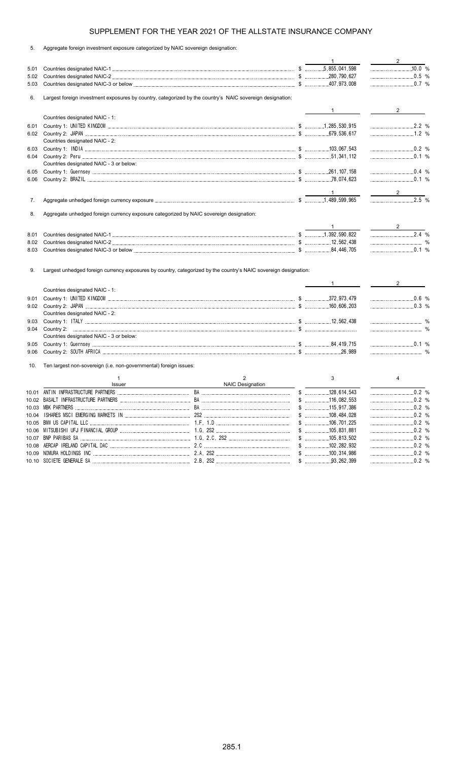# SUPPLEMENT FOR THE YEAR 2021 OF THE ALLSTATE INSURANCE COMPANY

5. Aggregate foreign investment exposure categorized by NAIC sovereign designation:

| | | 1 | 2 |
|---|---|---|---|
| 5.01 | Countries designated NAIC-1 | $ 5,855,041,598 | 10.0 % |
| 5.02 | Countries designated NAIC-2 | $ 280,790,627 | 0.5 % |
| 5.03 | Countries designated NAIC-3 or below | $ 407,973,008 | 0.7 % |

6. Largest foreign investment exposures by country, categorized by the country's NAIC sovereign designation:

| | | 1 | 2 |
|---|---|---|---|
| | Countries designated NAIC - 1: | | |
| 6.01 | Country 1: UNITED KINGDOM | $ 1,285,530,915 | 2.2 % |
| 6.02 | Country 2: JAPAN | $ 679,536,617 | 1.2 % |
| | Countries designated NAIC - 2: | | |
| 6.03 | Country 1: INDIA | $ 103,067,543 | 0.2 % |
| 6.04 | Country 2: Peru | $ 51,341,112 | 0.1 % |
| | Countries designated NAIC - 3 or below: | | |
| 6.05 | Country 1: Guernsey | $ 261,107,158 | 0.4 % |
| 6.06 | Country 2: BRAZIL | $ 78,074,623 | 0.1 % |

| | | 1 | 2 |
|---|---|---|---|
| 7. | Aggregate unhedged foreign currency exposure | $ 1,489,599,965 | 2.5 % |

8. Aggregate unhedged foreign currency exposure categorized by NAIC sovereign designation:

| | | 1 | 2 |
|---|---|---|---|
| 8.01 | Countries designated NAIC-1 | $ 1,392,590,822 | 2.4 % |
| 8.02 | Countries designated NAIC-2 | $ 12,562,438 | % |
| 8.03 | Countries designated NAIC-3 or below | $ 84,446,705 | 0.1 % |

9. Largest unhedged foreign currency exposures by country, categorized by the country's NAIC sovereign designation:

| | | 1 | 2 |
|---|---|---|---|
| | Countries designated NAIC - 1: | | |
| 9.01 | Country 1: UNITED KINGDOM | $ 372,973,479 | 0.6 % |
| 9.02 | Country 2: JAPAN | $ 160,606,203 | 0.3 % |
| | Countries designated NAIC - 2: | | |
| 9.03 | Country 1: ITALY | $ 12,562,438 | % |
| 9.04 | Country 2: | $ | % |
| | Countries designated NAIC - 3 or below: | | |
| 9.05 | Country 1: Guernsey | $ 84,419,715 | 0.1 % |
| 9.06 | Country 2: SOUTH AFRICA | $ 26,989 | % |

10. Ten largest non-sovereign (i.e. non-governmental) foreign issues:

| | 1<br>Issuer | 2<br>NAIC Designation | 3 | 4 |
|---|---|---|---|---|
| 10.01 | ANTIN INFRASTRUCTURE PARTNERS | BA | $ 128,614,543 | 0.2 % |
| 10.02 | BASALT INFRASTRUCTURE PARTNERS | BA | $ 116,082,553 | 0.2 % |
| 10.03 | MBK PARTNERS | BA | $ 115,917,386 | 0.2 % |
| 10.04 | ISHARES MSCI EMERGING MARKETS IN | 2S2 | $ 108,484,028 | 0.2 % |
| 10.05 | BMW US CAPITAL LLC | 1.F, 1.D | $ 106,701,225 | 0.2 % |
| 10.06 | MITSUBISHI UFJ FINANCIAL GROUP | 1.G, 2S2 | $ 105,831,881 | 0.2 % |
| 10.07 | BNP PARIBAS SA | 1.G, 2.C, 2S2 | $ 105,813,502 | 0.2 % |
| 10.08 | AERCAP IRELAND CAPITAL DAC | 2.C | $ 102,282,932 | 0.2 % |
| 10.09 | NOMURA HOLDINGS INC | 2.A, 2S2 | $ 100,314,986 | 0.2 % |
| 10.10 | SOCIETE GENERALE SA | 2.B, 2S2 | $ 93,262,399 | 0.2 % |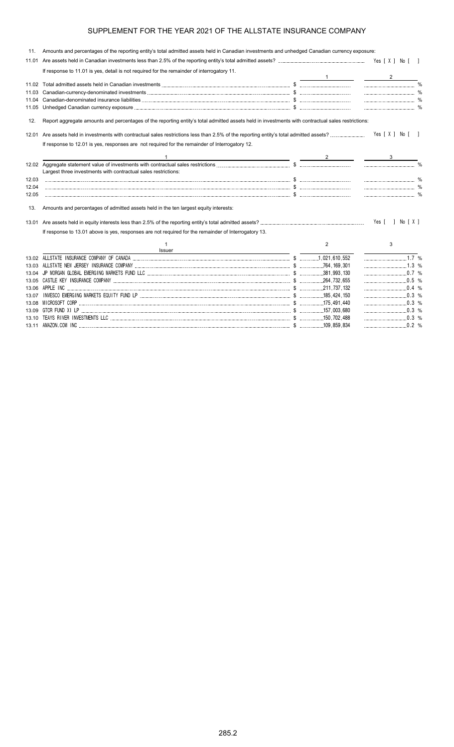# SUPPLEMENT FOR THE YEAR 2021 OF THE ALLSTATE INSURANCE COMPANY

11. Amounts and percentages of the reporting entity's total admitted assets held in Canadian investments and unhedged Canadian currency exposure:

11.01 Are assets held in Canadian investments less than 2.5% of the reporting entity's total admitted assets? Yes [ X ] No [ ]

If response to 11.01 is yes, detail is not required for the remainder of interrogatory 11.

| | | 1 | 2 |
|---|---|---|---|
| 11.02 | Total admitted assets held in Canadian investments | $ | % |
| 11.03 | Canadian-currency-denominated investments | $ | % |
| 11.04 | Canadian-denominated insurance liabilities | $ | % |
| 11.05 | Unhedged Canadian currency exposure | $ | % |

12. Report aggregate amounts and percentages of the reporting entity's total admitted assets held in investments with contractual sales restrictions:

12.01 Are assets held in investments with contractual sales restrictions less than 2.5% of the reporting entity's total admitted assets? Yes [ X ] No [ ]

If response to 12.01 is yes, responses are not required for the remainder of Interrogatory 12.

| | 1 | 2 | 3 |
|---|---|---|---|
| 12.02 | Aggregate statement value of investments with contractual sales restrictions | $ | % |
| | Largest three investments with contractual sales restrictions: | | |
| 12.03 | | $ | % |
| 12.04 | | $ | % |
| 12.05 | | $ | % |

13. Amounts and percentages of admitted assets held in the ten largest equity interests:

13.01 Are assets held in equity interests less than 2.5% of the reporting entity's total admitted assets? Yes [ ] No [ X ]

If response to 13.01 above is yes, responses are not required for the remainder of Interrogatory 13.

| | 1<br>Issuer | 2 | 3 |
|---|---|---|---|
| 13.02 | ALLSTATE INSURANCE COMPANY OF CANADA | $ 1,021,610,552 | 1.7 % |
| 13.03 | ALLSTATE NEW JERSEY INSURANCE COMPANY | $ 764,169,301 | 1.3 % |
| 13.04 | JP MORGAN GLOBAL EMERGING MARKETS FUND LLC | $ 381,993,130 | 0.7 % |
| 13.05 | CASTLE KEY INSURANCE COMPANY | $ 264,732,655 | 0.5 % |
| 13.06 | APPLE INC | $ 211,737,132 | 0.4 % |
| 13.07 | INVESCO EMERGING MARKETS EQUITY FUND LP | $ 185,424,150 | 0.3 % |
| 13.08 | MICROSOFT CORP | $ 175,491,440 | 0.3 % |
| 13.09 | GTCR FUND XI LP | $ 157,003,680 | 0.3 % |
| 13.10 | TEAYS RIVER INVESTMENTS LLC | $ 150,702,488 | 0.3 % |
| 13.11 | AMAZON.COM INC | $ 109,859,834 | 0.2 % |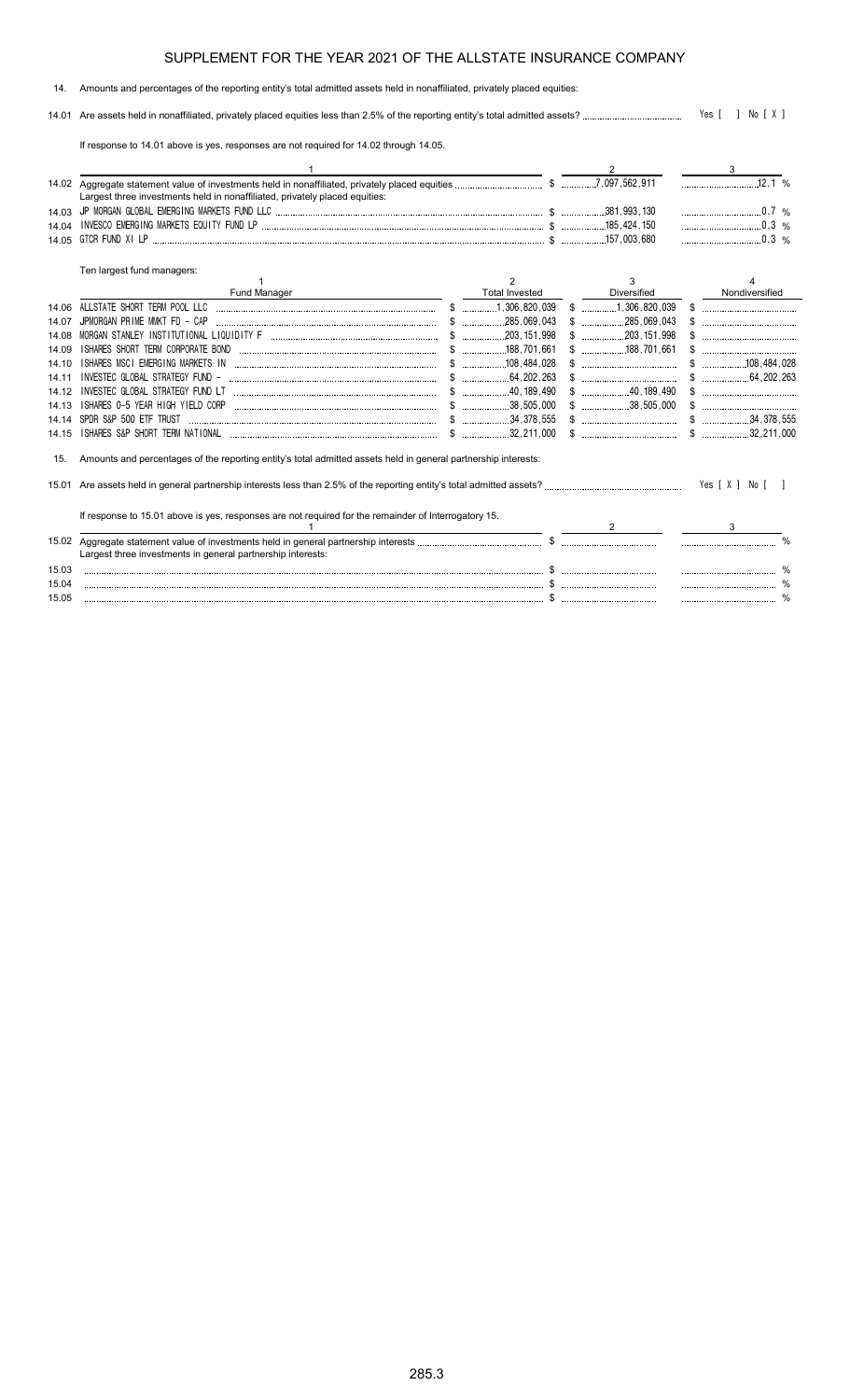# SUPPLEMENT FOR THE YEAR 2021 OF THE ALLSTATE INSURANCE COMPANY

14. Amounts and percentages of the reporting entity's total admitted assets held in nonaffiliated, privately placed equities:

14.01 Are assets held in nonaffiliated, privately placed equities less than 2.5% of the reporting entity's total admitted assets? Yes [ ] No [ X ]

If response to 14.01 above is yes, responses are not required for 14.02 through 14.05.

| | 1 | 2 | 3 |
|---|---|---|---|
| 14.02 | Aggregate statement value of investments held in nonaffiliated, privately placed equities | $ 7,097,562,911 | 12.1 % |
| | Largest three investments held in nonaffiliated, privately placed equities: | | |
| 14.03 | JP MORGAN GLOBAL EMERGING MARKETS FUND LLC | $ 381,993,130 | 0.7 % |
| 14.04 | INVESCO EMERGING MARKETS EQUITY FUND LP | $ 185,424,150 | 0.3 % |
| 14.05 | GTCR FUND XI LP | $ 157,003,680 | 0.3 % |

Ten largest fund managers:

| | 1<br>Fund Manager | 2<br>Total Invested | 3<br>Diversified | 4<br>Nondiversified |
|---|---|---|---|---|
| 14.06 | ALLSTATE SHORT TERM POOL LLC | $ 1,306,820,039 | $ 1,306,820,039 | $ |
| 14.07 | JPMORGAN PRIME MMKT FD - CAP | $ 285,069,043 | $ 285,069,043 | $ |
| 14.08 | MORGAN STANLEY INSTITUTIONAL LIQUIDITY F | $ 203,151,998 | $ 203,151,998 | $ |
| 14.09 | ISHARES SHORT TERM CORPORATE BOND | $ 188,701,661 | $ 188,701,661 | $ |
| 14.10 | ISHARES MSCI EMERGING MARKETS IN | $ 108,484,028 | $ | $ 108,484,028 |
| 14.11 | INVESTEC GLOBAL STRATEGY FUND - | $ 64,202,263 | $ | $ 64,202,263 |
| 14.12 | INVESTEC GLOBAL STRATEGY FUND LT | $ 40,189,490 | $ 40,189,490 | $ |
| 14.13 | ISHARES 0-5 YEAR HIGH YIELD CORP | $ 38,505,000 | $ 38,505,000 | $ |
| 14.14 | SPDR S&P 500 ETF TRUST | $ 34,378,555 | $ | $ 34,378,555 |
| 14.15 | ISHARES S&P SHORT TERM NATIONAL | $ 32,211,000 | $ | $ 32,211,000 |

15. Amounts and percentages of the reporting entity's total admitted assets held in general partnership interests:

15.01 Are assets held in general partnership interests less than 2.5% of the reporting entity's total admitted assets? Yes [ X ] No [ ]

If response to 15.01 above is yes, responses are not required for the remainder of Interrogatory 15.

| | 1 | 2 | 3 |
|---|---|---|---|
| 15.02 | Aggregate statement value of investments held in general partnership interests | $ | % |
| | Largest three investments in general partnership interests: | | |
| 15.03 | | $ | % |
| 15.04 | | $ | % |
| 15.05 | | $ | % |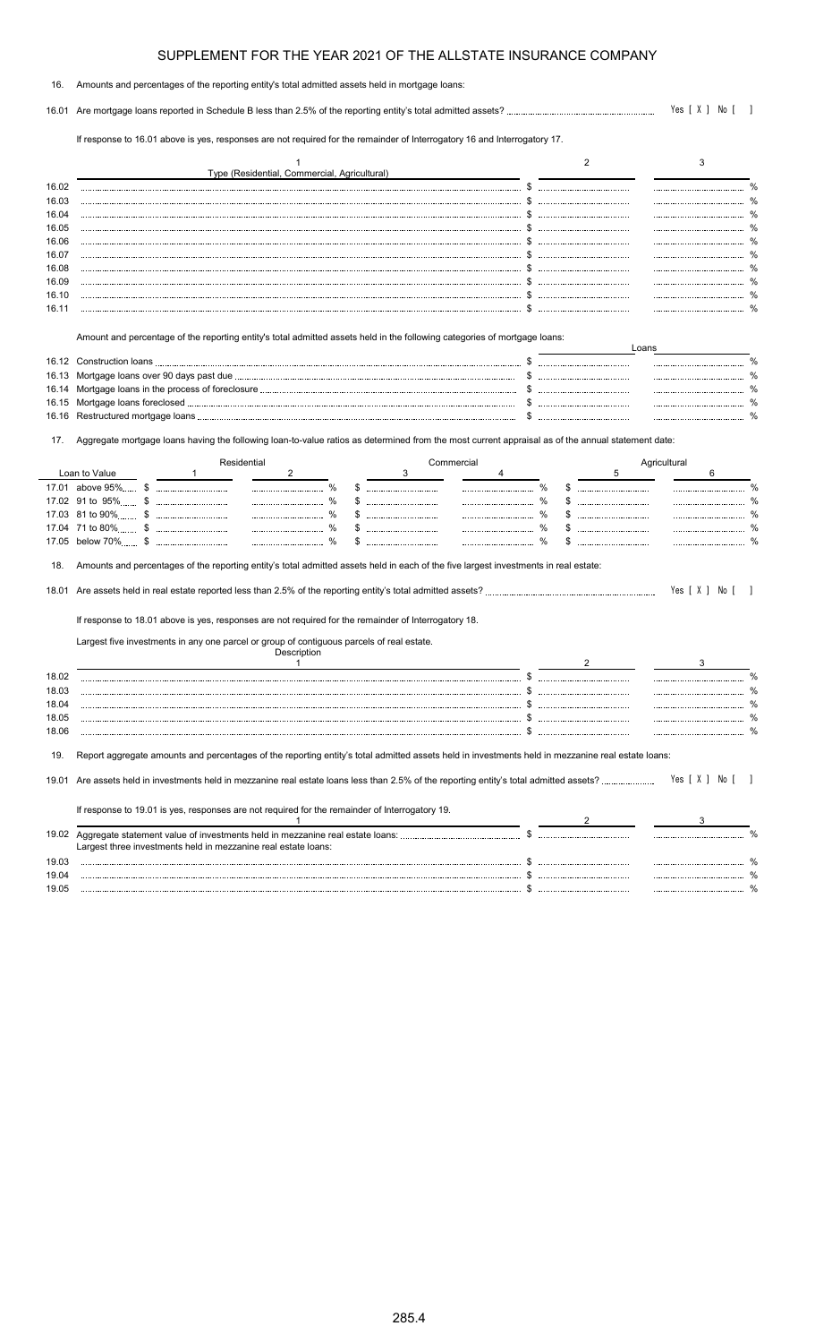# SUPPLEMENT FOR THE YEAR 2021 OF THE ALLSTATE INSURANCE COMPANY

16. Amounts and percentages of the reporting entity's total admitted assets held in mortgage loans:

16.01 Are mortgage loans reported in Schedule B less than 2.5% of the reporting entity's total admitted assets? Yes [ X ] No [ ]

If response to 16.01 above is yes, responses are not required for the remainder of Interrogatory 16 and Interrogatory 17.

| | 1<br>Type (Residential, Commercial, Agricultural) | 2 | 3 |
|---|---|---|---|
| 16.02 | | $ | % |
| 16.03 | | $ | % |
| 16.04 | | $ | % |
| 16.05 | | $ | % |
| 16.06 | | $ | % |
| 16.07 | | $ | % |
| 16.08 | | $ | % |
| 16.09 | | $ | % |
| 16.10 | | $ | % |
| 16.11 | | $ | % |

Amount and percentage of the reporting entity's total admitted assets held in the following categories of mortgage loans:

| | | Loans | |
|---|---|---|---|
| 16.12 | Construction loans | $ | % |
| 16.13 | Mortgage loans over 90 days past due | $ | % |
| 16.14 | Mortgage loans in the process of foreclosure | $ | % |
| 16.15 | Mortgage loans foreclosed | $ | % |
| 16.16 | Restructured mortgage loans | $ | % |

17. Aggregate mortgage loans having the following loan-to-value ratios as determined from the most current appraisal as of the annual statement date:

| Loan to Value | Residential | | Commercial | | Agricultural | |
|---|---|---|---|---|---|---|
| | 1 | 2 | 3 | 4 | 5 | 6 |
| 17.01 above 95% | $ | % | $ | % | $ | % |
| 17.02 91 to 95% | $ | % | $ | % | $ | % |
| 17.03 81 to 90% | $ | % | $ | % | $ | % |
| 17.04 71 to 80% | $ | % | $ | % | $ | % |
| 17.05 below 70% | $ | % | $ | % | $ | % |

18. Amounts and percentages of the reporting entity's total admitted assets held in each of the five largest investments in real estate:

18.01 Are assets held in real estate reported less than 2.5% of the reporting entity's total admitted assets? Yes [ X ] No [ ]

If response to 18.01 above is yes, responses are not required for the remainder of Interrogatory 18.

Largest five investments in any one parcel or group of contiguous parcels of real estate.

| | Description<br>1 | 2 | 3 |
|---|---|---|---|
| 18.02 | | $ | % |
| 18.03 | | $ | % |
| 18.04 | | $ | % |
| 18.05 | | $ | % |
| 18.06 | | $ | % |

19. Report aggregate amounts and percentages of the reporting entity's total admitted assets held in investments held in mezzanine real estate loans:

19.01 Are assets held in investments held in mezzanine real estate loans less than 2.5% of the reporting entity's total admitted assets? Yes [ X ] No [ ]

If response to 19.01 is yes, responses are not required for the remainder of Interrogatory 19.

| | 1 | 2 | 3 |
|---|---|---|---|
| 19.02 | Aggregate statement value of investments held in mezzanine real estate loans: | $ | % |
| | Largest three investments held in mezzanine real estate loans: | | |
| 19.03 | | $ | % |
| 19.04 | | $ | % |
| 19.05 | | $ | % |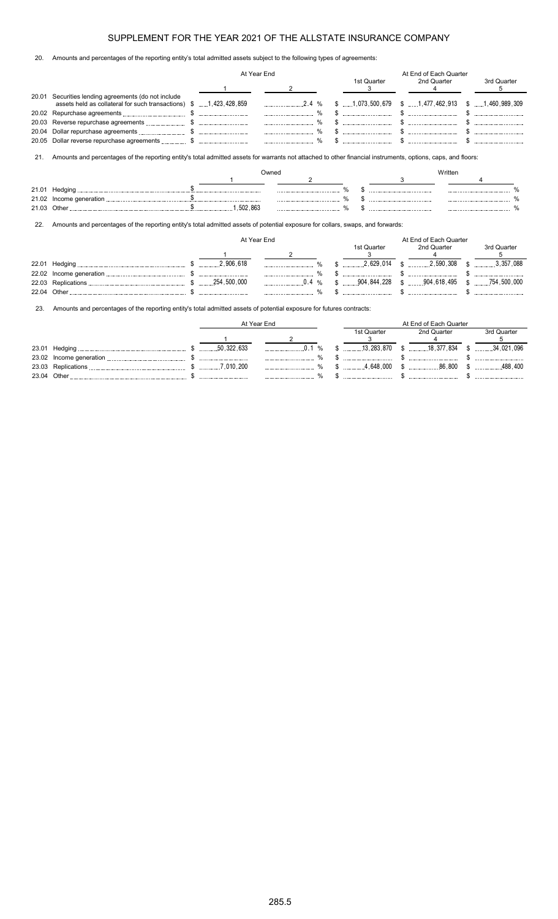# SUPPLEMENT FOR THE YEAR 2021 OF THE ALLSTATE INSURANCE COMPANY

20. Amounts and percentages of the reporting entity's total admitted assets subject to the following types of agreements:

| | At Year End | | At End of Each Quarter | | |
|---|---|---|---|---|---|
| | | | 1st Quarter | 2nd Quarter | 3rd Quarter |
| | 1 | 2 | 3 | 4 | 5 |
| 20.01 Securities lending agreements (do not include assets held as collateral for such transactions) | $ 1,423,428,859 | 2.4 % | $ 1,073,500,679 | $ 1,477,462,913 | $ 1,460,989,309 |
| 20.02 Repurchase agreements | $ | % | $ | $ | $ |
| 20.03 Reverse repurchase agreements | $ | % | $ | $ | $ |
| 20.04 Dollar repurchase agreements | $ | % | $ | $ | $ |
| 20.05 Dollar reverse repurchase agreements | $ | % | $ | $ | $ |

21. Amounts and percentages of the reporting entity's total admitted assets for warrants not attached to other financial instruments, options, caps, and floors:

| | Owned | | Written | |
|---|---|---|---|---|
| | 1 | 2 | 3 | 4 |
| 21.01 Hedging | $ | % | $ | % |
| 21.02 Income generation | $ | % | $ | % |
| 21.03 Other | $ 1,502,863 | % | $ | % |

22. Amounts and percentages of the reporting entity's total admitted assets of potential exposure for collars, swaps, and forwards:

| | At Year End | | At End of Each Quarter | | |
|---|---|---|---|---|---|
| | | | 1st Quarter | 2nd Quarter | 3rd Quarter |
| | 1 | 2 | 3 | 4 | 5 |
| 22.01 Hedging | $ 2,906,618 | % | $ 2,629,014 | $ 2,590,308 | $ 3,357,088 |
| 22.02 Income generation | $ | % | $ | $ | $ |
| 22.03 Replications | $ 254,500,000 | 0.4 % | $ 904,844,228 | $ 904,618,495 | $ 754,500,000 |
| 22.04 Other | $ | % | $ | $ | $ |

23. Amounts and percentages of the reporting entity's total admitted assets of potential exposure for futures contracts:

| | At Year End | | At End of Each Quarter | | |
|---|---|---|---|---|---|
| | | | 1st Quarter | 2nd Quarter | 3rd Quarter |
| | 1 | 2 | 3 | 4 | 5 |
| 23.01 Hedging | $ 50,322,633 | 0.1 % | $ 13,283,870 | $ 18,377,834 | $ 34,021,096 |
| 23.02 Income generation | $ | % | $ | $ | $ |
| 23.03 Replications | $ 7,010,200 | % | $ 4,648,000 | $ 86,800 | $ 488,400 |
| 23.04 Other | $ | % | $ | $ | $ |